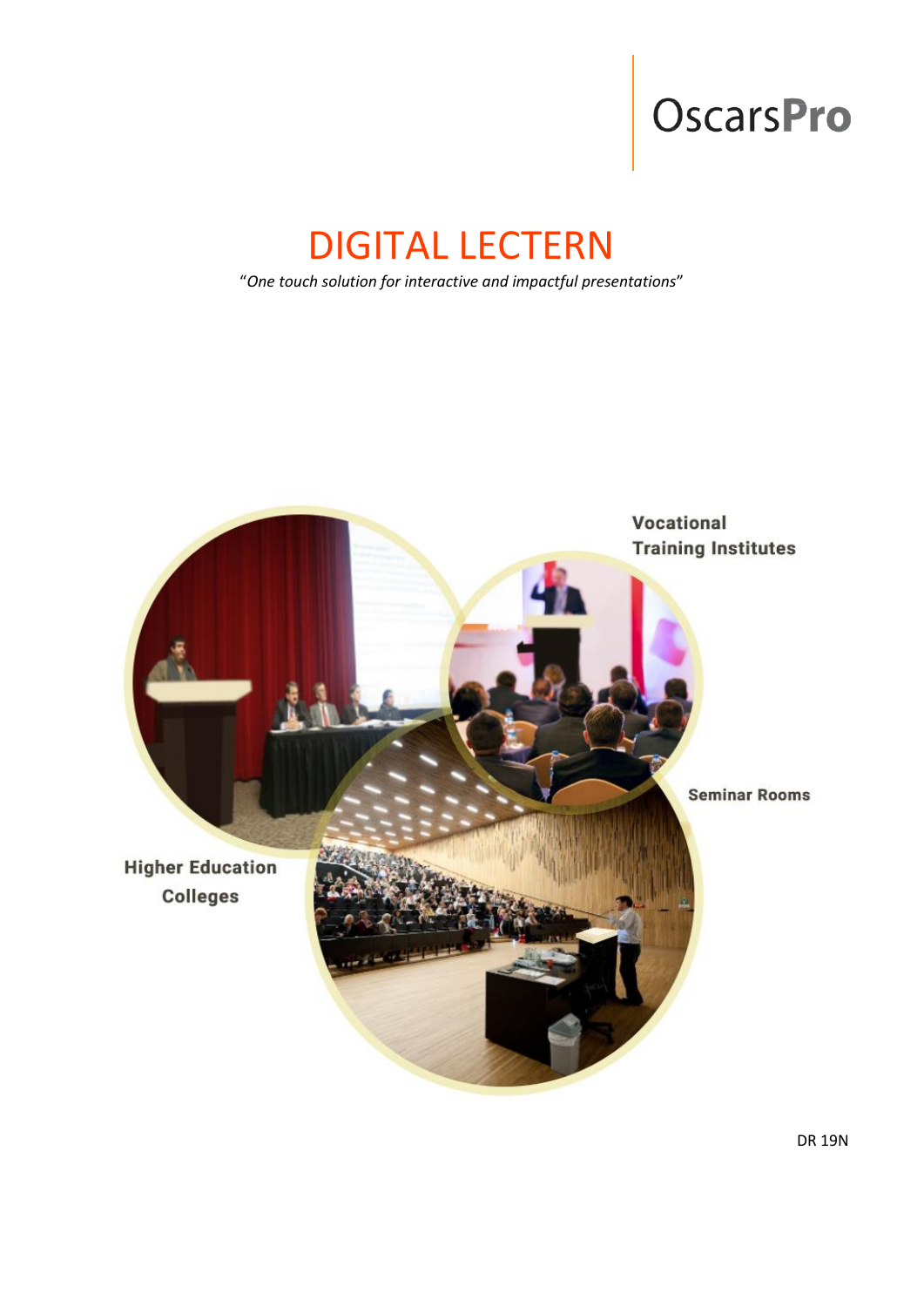OscarsPro

# DIGITAL LECTERN

"*One touch solution for interactive and impactful presentations*"

Vocational Training Institutes

Seminar Rooms

Higher Education Colleges

DR 19N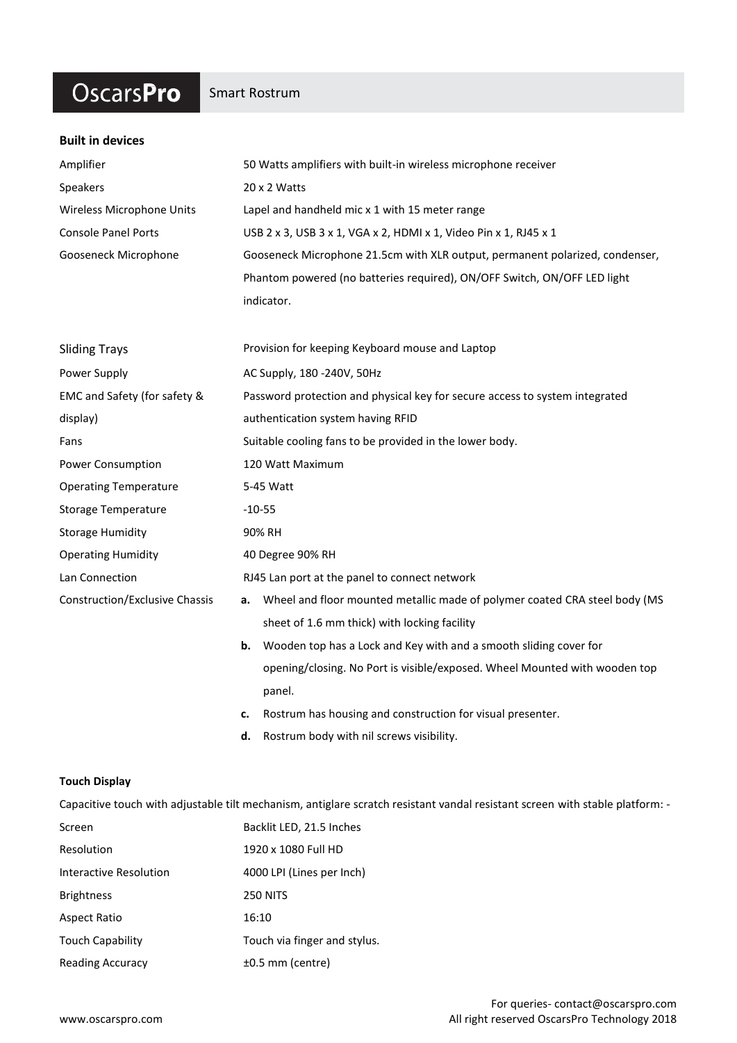# OscarsPro — Smart Rostrum

**Built in devices**

| | |
|---|---|
| Amplifier | 50 Watts amplifiers with built-in wireless microphone receiver |
| Speakers | 20 x 2 Watts |
| Wireless Microphone Units | Lapel and handheld mic x 1 with 15 meter range |
| Console Panel Ports | USB 2 x 3, USB 3 x 1, VGA x 2, HDMI x 1, Video Pin x 1, RJ45 x 1 |
| Gooseneck Microphone | Gooseneck Microphone 21.5cm with XLR output, permanent polarized, condenser, Phantom powered (no batteries required), ON/OFF Switch, ON/OFF LED light indicator. |
| Sliding Trays | Provision for keeping Keyboard mouse and Laptop |
| Power Supply | AC Supply, 180 -240V, 50Hz |
| EMC and Safety (for safety & display) | Password protection and physical key for secure access to system integrated authentication system having RFID |
| Fans | Suitable cooling fans to be provided in the lower body. |
| Power Consumption | 120 Watt Maximum |
| Operating Temperature | 5-45 Watt |
| Storage Temperature | -10-55 |
| Storage Humidity | 90% RH |
| Operating Humidity | 40 Degree 90% RH |
| Lan Connection | RJ45 Lan port at the panel to connect network |
| Construction/Exclusive Chassis | **a.** Wheel and floor mounted metallic made of polymer coated CRA steel body (MS sheet of 1.6 mm thick) with locking facility<br>**b.** Wooden top has a Lock and Key with and a smooth sliding cover for opening/closing. No Port is visible/exposed. Wheel Mounted with wooden top panel.<br>**c.** Rostrum has housing and construction for visual presenter.<br>**d.** Rostrum body with nil screws visibility. |

**Touch Display**

Capacitive touch with adjustable tilt mechanism, antiglare scratch resistant vandal resistant screen with stable platform: -

| | |
|---|---|
| Screen | Backlit LED, 21.5 Inches |
| Resolution | 1920 x 1080 Full HD |
| Interactive Resolution | 4000 LPI (Lines per Inch) |
| Brightness | 250 NITS |
| Aspect Ratio | 16:10 |
| Touch Capability | Touch via finger and stylus. |
| Reading Accuracy | ±0.5 mm (centre) |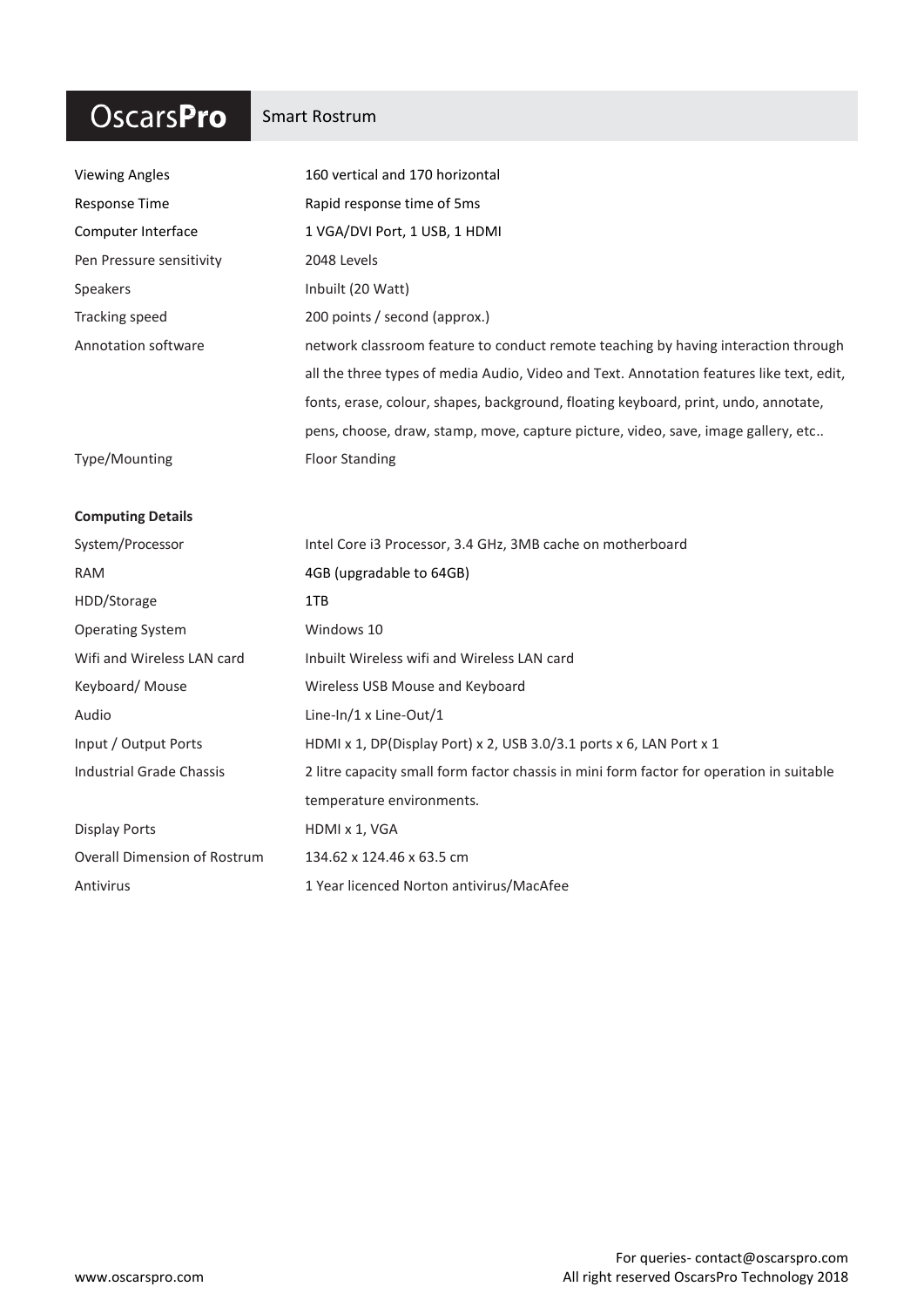| | |
|---|---|
| Viewing Angles | 160 vertical and 170 horizontal |
| Response Time | Rapid response time of 5ms |
| Computer Interface | 1 VGA/DVI Port, 1 USB, 1 HDMI |
| Pen Pressure sensitivity | 2048 Levels |
| Speakers | Inbuilt (20 Watt) |
| Tracking speed | 200 points / second (approx.) |
| Annotation software | network classroom feature to conduct remote teaching by having interaction through all the three types of media Audio, Video and Text. Annotation features like text, edit, fonts, erase, colour, shapes, background, floating keyboard, print, undo, annotate, pens, choose, draw, stamp, move, capture picture, video, save, image gallery, etc.. |
| Type/Mounting | Floor Standing |

**Computing Details**

| | |
|---|---|
| System/Processor | Intel Core i3 Processor, 3.4 GHz, 3MB cache on motherboard |
| RAM | 4GB (upgradable to 64GB) |
| HDD/Storage | 1TB |
| Operating System | Windows 10 |
| Wifi and Wireless LAN card | Inbuilt Wireless wifi and Wireless LAN card |
| Keyboard/ Mouse | Wireless USB Mouse and Keyboard |
| Audio | Line-In/1 x Line-Out/1 |
| Input / Output Ports | HDMI x 1, DP(Display Port) x 2, USB 3.0/3.1 ports x 6, LAN Port x 1 |
| Industrial Grade Chassis | 2 litre capacity small form factor chassis in mini form factor for operation in suitable temperature environments. |
| Display Ports | HDMI x 1, VGA |
| Overall Dimension of Rostrum | 134.62 x 124.46 x 63.5 cm |
| Antivirus | 1 Year licenced Norton antivirus/MacAfee |